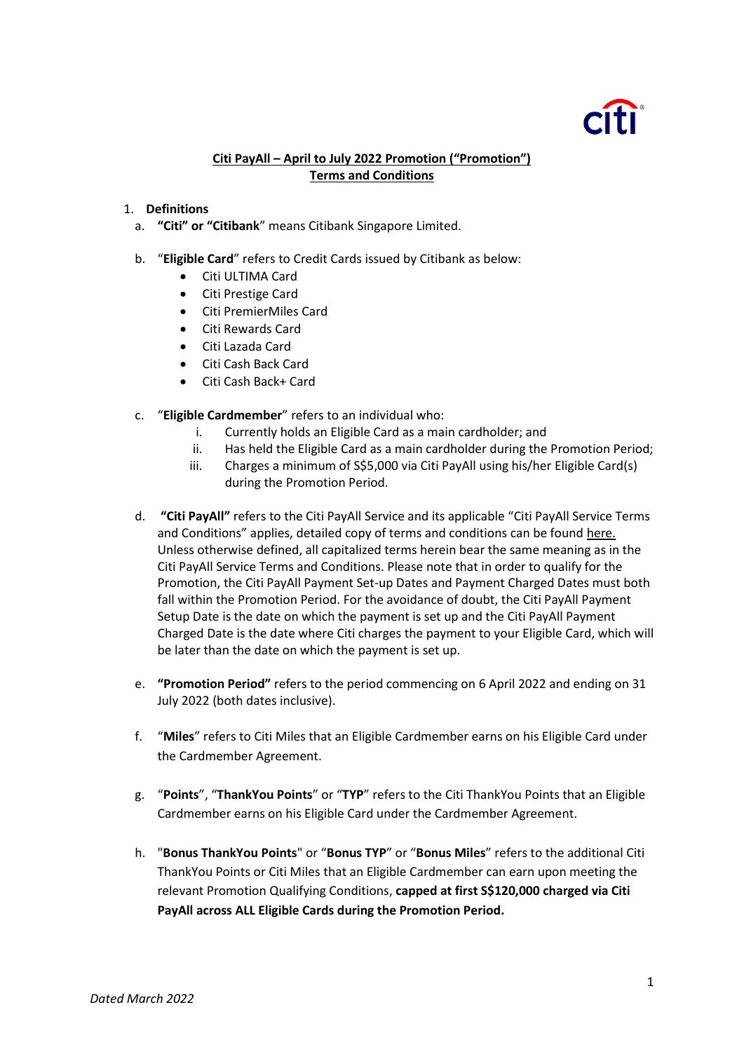# Citi PayAll – April to July 2022 Promotion ("Promotion") Terms and Conditions

1. **Definitions**

a. **"Citi" or "Citibank"** means Citibank Singapore Limited.

b. "**Eligible Card**" refers to Credit Cards issued by Citibank as below:
   - Citi ULTIMA Card
   - Citi Prestige Card
   - Citi PremierMiles Card
   - Citi Rewards Card
   - Citi Lazada Card
   - Citi Cash Back Card
   - Citi Cash Back+ Card

c. "**Eligible Cardmember**" refers to an individual who:
   i. Currently holds an Eligible Card as a main cardholder; and
   ii. Has held the Eligible Card as a main cardholder during the Promotion Period;
   iii. Charges a minimum of S$5,000 via Citi PayAll using his/her Eligible Card(s) during the Promotion Period.

d. **"Citi PayAll"** refers to the Citi PayAll Service and its applicable "Citi PayAll Service Terms and Conditions" applies, detailed copy of terms and conditions can be found here. Unless otherwise defined, all capitalized terms herein bear the same meaning as in the Citi PayAll Service Terms and Conditions. Please note that in order to qualify for the Promotion, the Citi PayAll Payment Set-up Dates and Payment Charged Dates must both fall within the Promotion Period. For the avoidance of doubt, the Citi PayAll Payment Setup Date is the date on which the payment is set up and the Citi PayAll Payment Charged Date is the date where Citi charges the payment to your Eligible Card, which will be later than the date on which the payment is set up.

e. **"Promotion Period"** refers to the period commencing on 6 April 2022 and ending on 31 July 2022 (both dates inclusive).

f. "**Miles**" refers to Citi Miles that an Eligible Cardmember earns on his Eligible Card under the Cardmember Agreement.

g. "**Points**", "**ThankYou Points**" or "**TYP**" refers to the Citi ThankYou Points that an Eligible Cardmember earns on his Eligible Card under the Cardmember Agreement.

h. "**Bonus ThankYou Points**" or "**Bonus TYP**" or "**Bonus Miles**" refers to the additional Citi ThankYou Points or Citi Miles that an Eligible Cardmember can earn upon meeting the relevant Promotion Qualifying Conditions, **capped at first S$120,000 charged via Citi PayAll across ALL Eligible Cards during the Promotion Period.**

*Dated March 2022*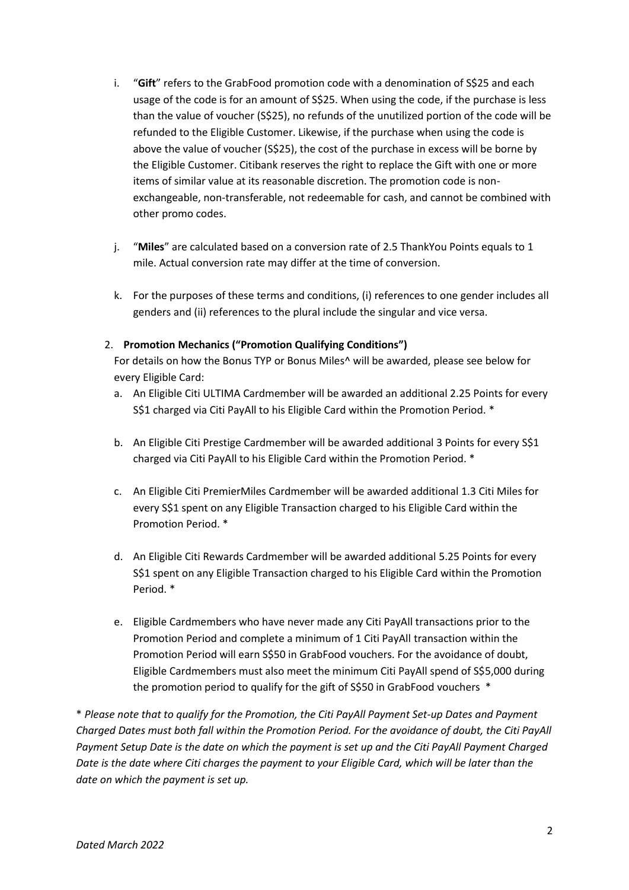i. "**Gift**" refers to the GrabFood promotion code with a denomination of S$25 and each usage of the code is for an amount of S$25. When using the code, if the purchase is less than the value of voucher (S$25), no refunds of the unutilized portion of the code will be refunded to the Eligible Customer. Likewise, if the purchase when using the code is above the value of voucher (S$25), the cost of the purchase in excess will be borne by the Eligible Customer. Citibank reserves the right to replace the Gift with one or more items of similar value at its reasonable discretion. The promotion code is non-exchangeable, non-transferable, not redeemable for cash, and cannot be combined with other promo codes.

j. "**Miles**" are calculated based on a conversion rate of 2.5 ThankYou Points equals to 1 mile. Actual conversion rate may differ at the time of conversion.

k. For the purposes of these terms and conditions, (i) references to one gender includes all genders and (ii) references to the plural include the singular and vice versa.

2. **Promotion Mechanics ("Promotion Qualifying Conditions")**

For details on how the Bonus TYP or Bonus Miles^ will be awarded, please see below for every Eligible Card:

a. An Eligible Citi ULTIMA Cardmember will be awarded an additional 2.25 Points for every S$1 charged via Citi PayAll to his Eligible Card within the Promotion Period. *

b. An Eligible Citi Prestige Cardmember will be awarded additional 3 Points for every S$1 charged via Citi PayAll to his Eligible Card within the Promotion Period. *

c. An Eligible Citi PremierMiles Cardmember will be awarded additional 1.3 Citi Miles for every S$1 spent on any Eligible Transaction charged to his Eligible Card within the Promotion Period. *

d. An Eligible Citi Rewards Cardmember will be awarded additional 5.25 Points for every S$1 spent on any Eligible Transaction charged to his Eligible Card within the Promotion Period. *

e. Eligible Cardmembers who have never made any Citi PayAll transactions prior to the Promotion Period and complete a minimum of 1 Citi PayAll transaction within the Promotion Period will earn S$50 in GrabFood vouchers. For the avoidance of doubt, Eligible Cardmembers must also meet the minimum Citi PayAll spend of S$5,000 during the promotion period to qualify for the gift of S$50 in GrabFood vouchers *

* *Please note that to qualify for the Promotion, the Citi PayAll Payment Set-up Dates and Payment Charged Dates must both fall within the Promotion Period. For the avoidance of doubt, the Citi PayAll Payment Setup Date is the date on which the payment is set up and the Citi PayAll Payment Charged Date is the date where Citi charges the payment to your Eligible Card, which will be later than the date on which the payment is set up.*

*Dated March 2022*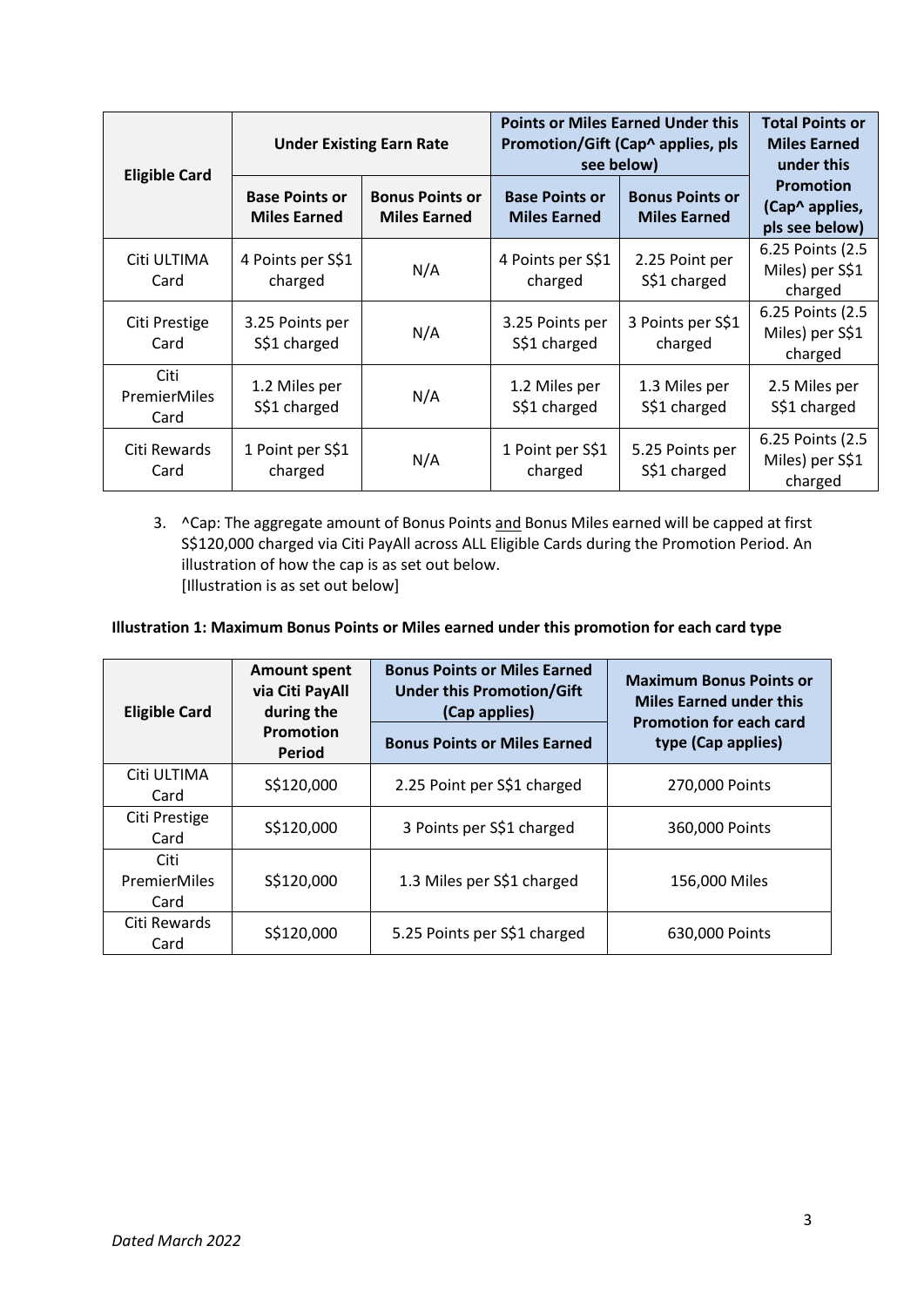| Eligible Card | Under Existing Earn Rate | | Points or Miles Earned Under this Promotion/Gift (Cap^ applies, pls see below) | | Total Points or Miles Earned under this Promotion (Cap^ applies, pls see below) |
|---|---|---|---|---|---|
| | Base Points or Miles Earned | Bonus Points or Miles Earned | Base Points or Miles Earned | Bonus Points or Miles Earned | |
| Citi ULTIMA Card | 4 Points per S$1 charged | N/A | 4 Points per S$1 charged | 2.25 Point per S$1 charged | 6.25 Points (2.5 Miles) per S$1 charged |
| Citi Prestige Card | 3.25 Points per S$1 charged | N/A | 3.25 Points per S$1 charged | 3 Points per S$1 charged | 6.25 Points (2.5 Miles) per S$1 charged |
| Citi PremierMiles Card | 1.2 Miles per S$1 charged | N/A | 1.2 Miles per S$1 charged | 1.3 Miles per S$1 charged | 2.5 Miles per S$1 charged |
| Citi Rewards Card | 1 Point per S$1 charged | N/A | 1 Point per S$1 charged | 5.25 Points per S$1 charged | 6.25 Points (2.5 Miles) per S$1 charged |

3. ^Cap: The aggregate amount of Bonus Points and Bonus Miles earned will be capped at first S$120,000 charged via Citi PayAll across ALL Eligible Cards during the Promotion Period. An illustration of how the cap is as set out below.
   [Illustration is as set out below]

**Illustration 1: Maximum Bonus Points or Miles earned under this promotion for each card type**

| Eligible Card | Amount spent via Citi PayAll during the Promotion Period | Bonus Points or Miles Earned Under this Promotion/Gift (Cap applies) | Maximum Bonus Points or Miles Earned under this Promotion for each card type (Cap applies) |
|---|---|---|---|
| | | Bonus Points or Miles Earned | |
| Citi ULTIMA Card | S$120,000 | 2.25 Point per S$1 charged | 270,000 Points |
| Citi Prestige Card | S$120,000 | 3 Points per S$1 charged | 360,000 Points |
| Citi PremierMiles Card | S$120,000 | 1.3 Miles per S$1 charged | 156,000 Miles |
| Citi Rewards Card | S$120,000 | 5.25 Points per S$1 charged | 630,000 Points |

*Dated March 2022*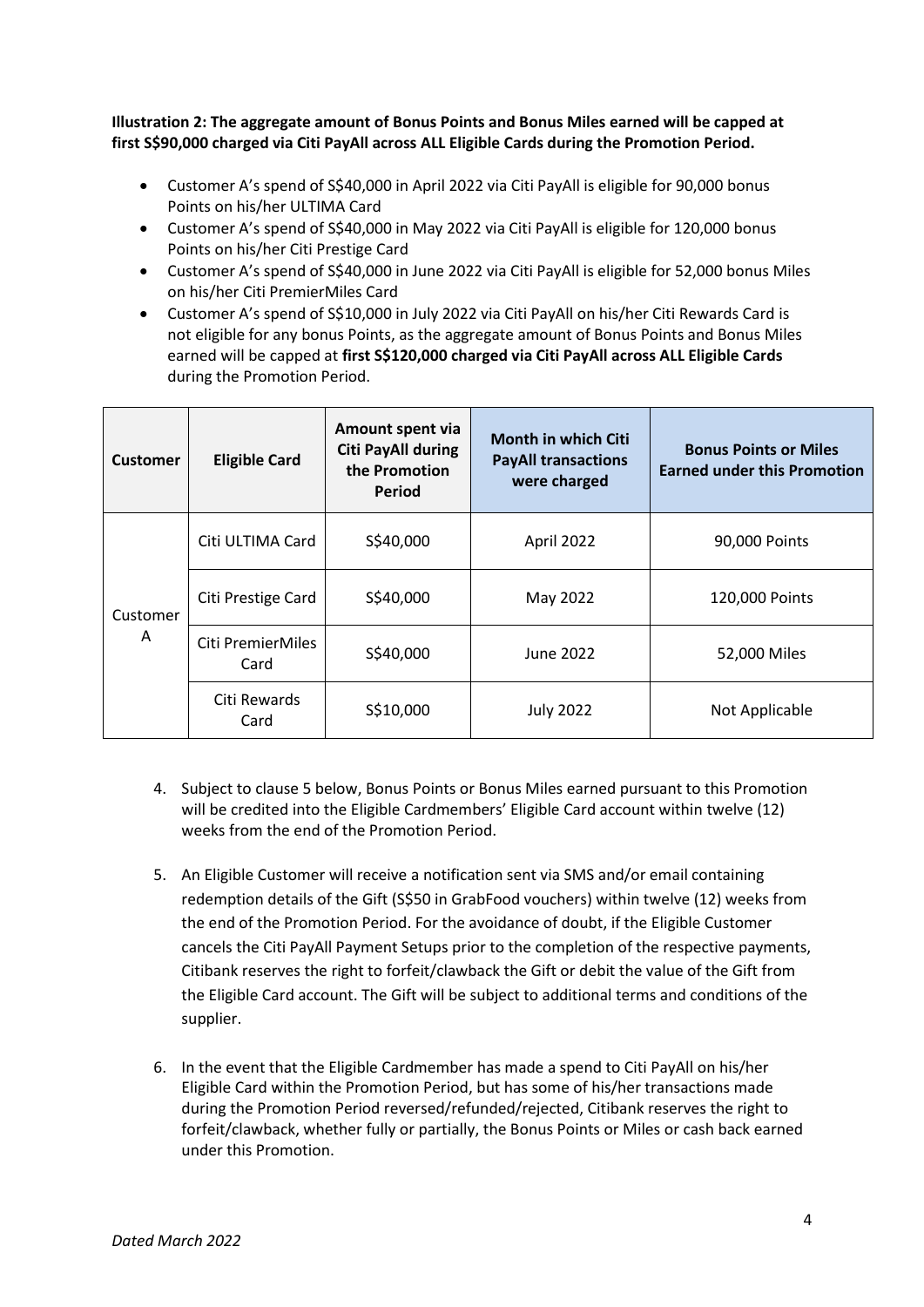**Illustration 2: The aggregate amount of Bonus Points and Bonus Miles earned will be capped at first S$90,000 charged via Citi PayAll across ALL Eligible Cards during the Promotion Period.**

- Customer A's spend of S$40,000 in April 2022 via Citi PayAll is eligible for 90,000 bonus Points on his/her ULTIMA Card
- Customer A's spend of S$40,000 in May 2022 via Citi PayAll is eligible for 120,000 bonus Points on his/her Citi Prestige Card
- Customer A's spend of S$40,000 in June 2022 via Citi PayAll is eligible for 52,000 bonus Miles on his/her Citi PremierMiles Card
- Customer A's spend of S$10,000 in July 2022 via Citi PayAll on his/her Citi Rewards Card is not eligible for any bonus Points, as the aggregate amount of Bonus Points and Bonus Miles earned will be capped at **first S$120,000 charged via Citi PayAll across ALL Eligible Cards** during the Promotion Period.

| Customer | Eligible Card | Amount spent via Citi PayAll during the Promotion Period | Month in which Citi PayAll transactions were charged | Bonus Points or Miles Earned under this Promotion |
|---|---|---|---|---|
| Customer A | Citi ULTIMA Card | S$40,000 | April 2022 | 90,000 Points |
| | Citi Prestige Card | S$40,000 | May 2022 | 120,000 Points |
| | Citi PremierMiles Card | S$40,000 | June 2022 | 52,000 Miles |
| | Citi Rewards Card | S$10,000 | July 2022 | Not Applicable |

4. Subject to clause 5 below, Bonus Points or Bonus Miles earned pursuant to this Promotion will be credited into the Eligible Cardmembers' Eligible Card account within twelve (12) weeks from the end of the Promotion Period.

5. An Eligible Customer will receive a notification sent via SMS and/or email containing redemption details of the Gift (S$50 in GrabFood vouchers) within twelve (12) weeks from the end of the Promotion Period. For the avoidance of doubt, if the Eligible Customer cancels the Citi PayAll Payment Setups prior to the completion of the respective payments, Citibank reserves the right to forfeit/clawback the Gift or debit the value of the Gift from the Eligible Card account. The Gift will be subject to additional terms and conditions of the supplier.

6. In the event that the Eligible Cardmember has made a spend to Citi PayAll on his/her Eligible Card within the Promotion Period, but has some of his/her transactions made during the Promotion Period reversed/refunded/rejected, Citibank reserves the right to forfeit/clawback, whether fully or partially, the Bonus Points or Miles or cash back earned under this Promotion.

*Dated March 2022*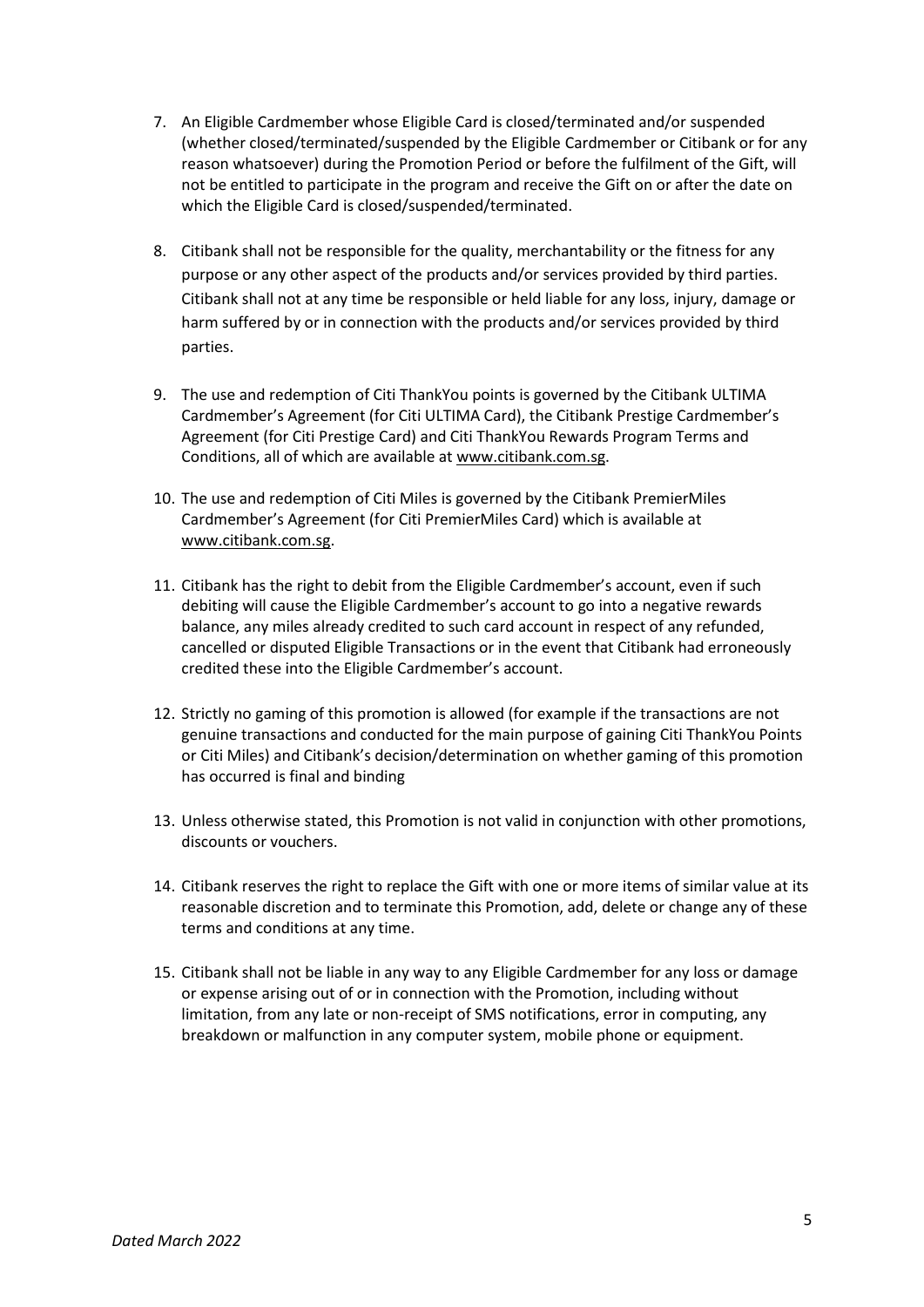7. An Eligible Cardmember whose Eligible Card is closed/terminated and/or suspended (whether closed/terminated/suspended by the Eligible Cardmember or Citibank or for any reason whatsoever) during the Promotion Period or before the fulfilment of the Gift, will not be entitled to participate in the program and receive the Gift on or after the date on which the Eligible Card is closed/suspended/terminated.

8. Citibank shall not be responsible for the quality, merchantability or the fitness for any purpose or any other aspect of the products and/or services provided by third parties. Citibank shall not at any time be responsible or held liable for any loss, injury, damage or harm suffered by or in connection with the products and/or services provided by third parties.

9. The use and redemption of Citi ThankYou points is governed by the Citibank ULTIMA Cardmember's Agreement (for Citi ULTIMA Card), the Citibank Prestige Cardmember's Agreement (for Citi Prestige Card) and Citi ThankYou Rewards Program Terms and Conditions, all of which are available at www.citibank.com.sg.

10. The use and redemption of Citi Miles is governed by the Citibank PremierMiles Cardmember's Agreement (for Citi PremierMiles Card) which is available at www.citibank.com.sg.

11. Citibank has the right to debit from the Eligible Cardmember's account, even if such debiting will cause the Eligible Cardmember's account to go into a negative rewards balance, any miles already credited to such card account in respect of any refunded, cancelled or disputed Eligible Transactions or in the event that Citibank had erroneously credited these into the Eligible Cardmember's account.

12. Strictly no gaming of this promotion is allowed (for example if the transactions are not genuine transactions and conducted for the main purpose of gaining Citi ThankYou Points or Citi Miles) and Citibank's decision/determination on whether gaming of this promotion has occurred is final and binding

13. Unless otherwise stated, this Promotion is not valid in conjunction with other promotions, discounts or vouchers.

14. Citibank reserves the right to replace the Gift with one or more items of similar value at its reasonable discretion and to terminate this Promotion, add, delete or change any of these terms and conditions at any time.

15. Citibank shall not be liable in any way to any Eligible Cardmember for any loss or damage or expense arising out of or in connection with the Promotion, including without limitation, from any late or non-receipt of SMS notifications, error in computing, any breakdown or malfunction in any computer system, mobile phone or equipment.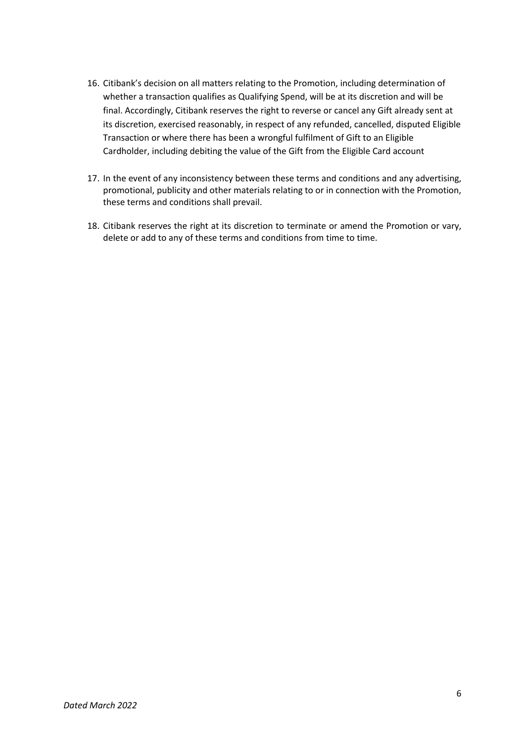16. Citibank's decision on all matters relating to the Promotion, including determination of whether a transaction qualifies as Qualifying Spend, will be at its discretion and will be final. Accordingly, Citibank reserves the right to reverse or cancel any Gift already sent at its discretion, exercised reasonably, in respect of any refunded, cancelled, disputed Eligible Transaction or where there has been a wrongful fulfilment of Gift to an Eligible Cardholder, including debiting the value of the Gift from the Eligible Card account

17. In the event of any inconsistency between these terms and conditions and any advertising, promotional, publicity and other materials relating to or in connection with the Promotion, these terms and conditions shall prevail.

18. Citibank reserves the right at its discretion to terminate or amend the Promotion or vary, delete or add to any of these terms and conditions from time to time.

*Dated March 2022*